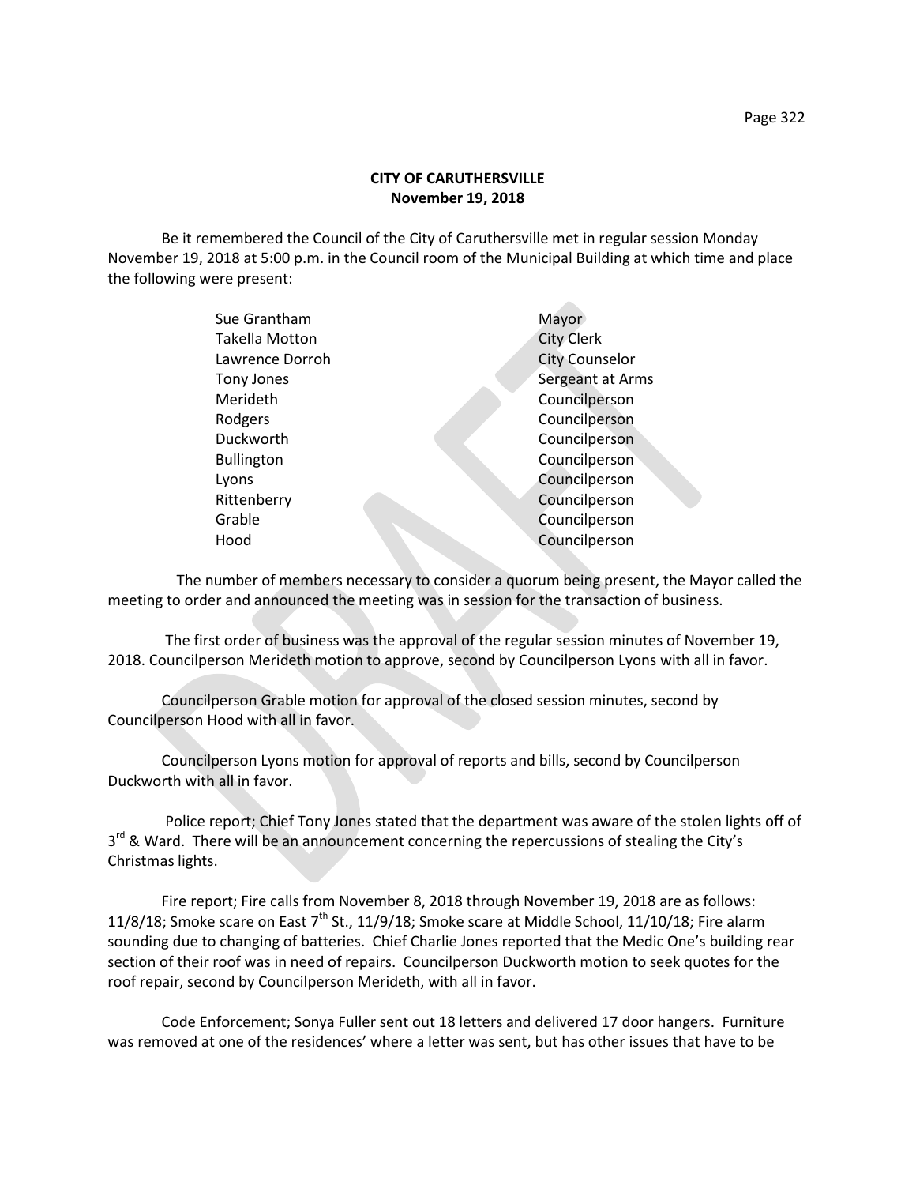**CITY OF CARUTHERSVILLE**
**November 19, 2018**

Be it remembered the Council of the City of Caruthersville met in regular session Monday November 19, 2018 at 5:00 p.m. in the Council room of the Municipal Building at which time and place the following were present:

| | |
|---|---|
| Sue Grantham | Mayor |
| Takella Motton | City Clerk |
| Lawrence Dorroh | City Counselor |
| Tony Jones | Sergeant at Arms |
| Merideth | Councilperson |
| Rodgers | Councilperson |
| Duckworth | Councilperson |
| Bullington | Councilperson |
| Lyons | Councilperson |
| Rittenberry | Councilperson |
| Grable | Councilperson |
| Hood | Councilperson |

The number of members necessary to consider a quorum being present, the Mayor called the meeting to order and announced the meeting was in session for the transaction of business.

The first order of business was the approval of the regular session minutes of November 19, 2018. Councilperson Merideth motion to approve, second by Councilperson Lyons with all in favor.

Councilperson Grable motion for approval of the closed session minutes, second by Councilperson Hood with all in favor.

Councilperson Lyons motion for approval of reports and bills, second by Councilperson Duckworth with all in favor.

Police report; Chief Tony Jones stated that the department was aware of the stolen lights off of 3rd & Ward. There will be an announcement concerning the repercussions of stealing the City's Christmas lights.

Fire report; Fire calls from November 8, 2018 through November 19, 2018 are as follows: 11/8/18; Smoke scare on East 7th St., 11/9/18; Smoke scare at Middle School, 11/10/18; Fire alarm sounding due to changing of batteries. Chief Charlie Jones reported that the Medic One's building rear section of their roof was in need of repairs. Councilperson Duckworth motion to seek quotes for the roof repair, second by Councilperson Merideth, with all in favor.

Code Enforcement; Sonya Fuller sent out 18 letters and delivered 17 door hangers. Furniture was removed at one of the residences' where a letter was sent, but has other issues that have to be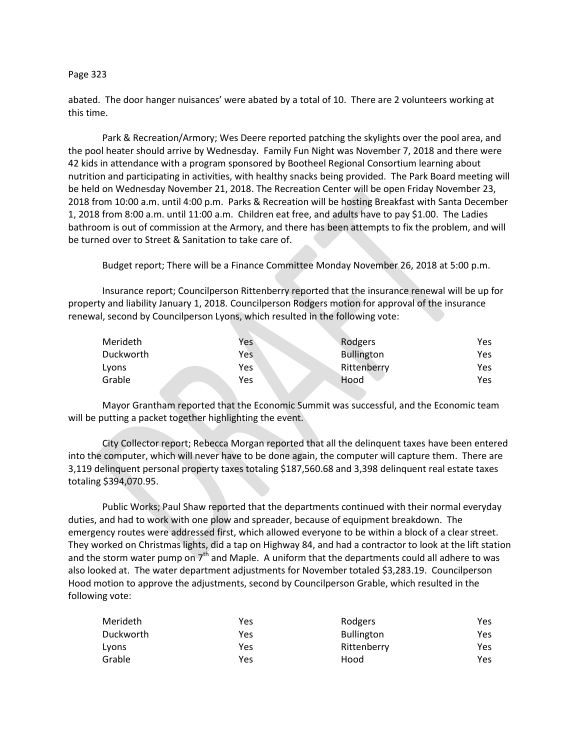abated. The door hanger nuisances' were abated by a total of 10. There are 2 volunteers working at this time.

Park & Recreation/Armory; Wes Deere reported patching the skylights over the pool area, and the pool heater should arrive by Wednesday. Family Fun Night was November 7, 2018 and there were 42 kids in attendance with a program sponsored by Bootheel Regional Consortium learning about nutrition and participating in activities, with healthy snacks being provided. The Park Board meeting will be held on Wednesday November 21, 2018. The Recreation Center will be open Friday November 23, 2018 from 10:00 a.m. until 4:00 p.m. Parks & Recreation will be hosting Breakfast with Santa December 1, 2018 from 8:00 a.m. until 11:00 a.m. Children eat free, and adults have to pay $1.00. The Ladies bathroom is out of commission at the Armory, and there has been attempts to fix the problem, and will be turned over to Street & Sanitation to take care of.

Budget report; There will be a Finance Committee Monday November 26, 2018 at 5:00 p.m.

Insurance report; Councilperson Rittenberry reported that the insurance renewal will be up for property and liability January 1, 2018. Councilperson Rodgers motion for approval of the insurance renewal, second by Councilperson Lyons, which resulted in the following vote:

| | | | |
|---|---|---|---|
| Merideth | Yes | Rodgers | Yes |
| Duckworth | Yes | Bullington | Yes |
| Lyons | Yes | Rittenberry | Yes |
| Grable | Yes | Hood | Yes |

Mayor Grantham reported that the Economic Summit was successful, and the Economic team will be putting a packet together highlighting the event.

City Collector report; Rebecca Morgan reported that all the delinquent taxes have been entered into the computer, which will never have to be done again, the computer will capture them. There are 3,119 delinquent personal property taxes totaling $187,560.68 and 3,398 delinquent real estate taxes totaling $394,070.95.

Public Works; Paul Shaw reported that the departments continued with their normal everyday duties, and had to work with one plow and spreader, because of equipment breakdown. The emergency routes were addressed first, which allowed everyone to be within a block of a clear street. They worked on Christmas lights, did a tap on Highway 84, and had a contractor to look at the lift station and the storm water pump on 7th and Maple. A uniform that the departments could all adhere to was also looked at. The water department adjustments for November totaled $3,283.19. Councilperson Hood motion to approve the adjustments, second by Councilperson Grable, which resulted in the following vote:

| | | | |
|---|---|---|---|
| Merideth | Yes | Rodgers | Yes |
| Duckworth | Yes | Bullington | Yes |
| Lyons | Yes | Rittenberry | Yes |
| Grable | Yes | Hood | Yes |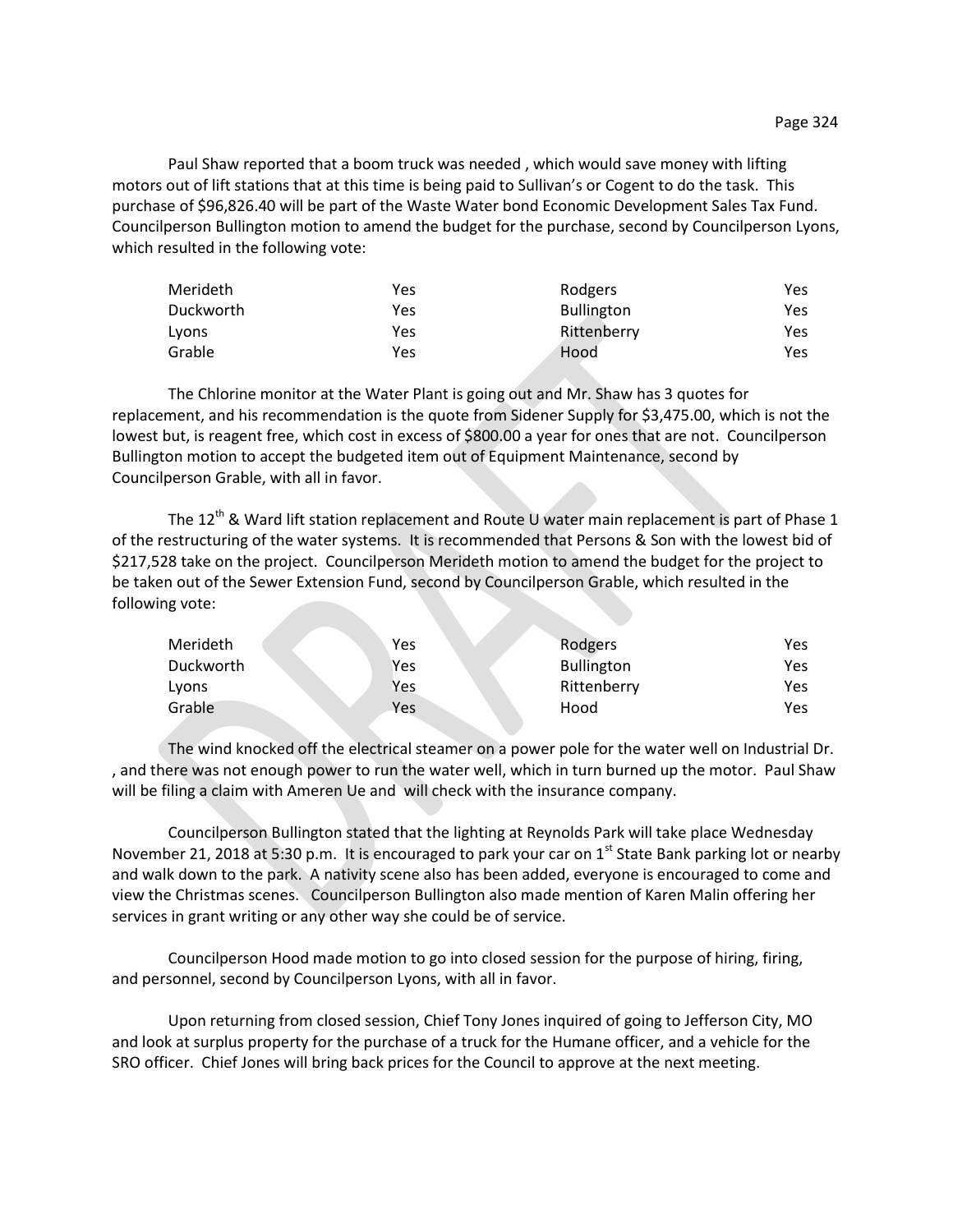Paul Shaw reported that a boom truck was needed , which would save money with lifting motors out of lift stations that at this time is being paid to Sullivan's or Cogent to do the task. This purchase of $96,826.40 will be part of the Waste Water bond Economic Development Sales Tax Fund. Councilperson Bullington motion to amend the budget for the purchase, second by Councilperson Lyons, which resulted in the following vote:

| | | | |
|---|---|---|---|
| Merideth | Yes | Rodgers | Yes |
| Duckworth | Yes | Bullington | Yes |
| Lyons | Yes | Rittenberry | Yes |
| Grable | Yes | Hood | Yes |

The Chlorine monitor at the Water Plant is going out and Mr. Shaw has 3 quotes for replacement, and his recommendation is the quote from Sidener Supply for $3,475.00, which is not the lowest but, is reagent free, which cost in excess of $800.00 a year for ones that are not. Councilperson Bullington motion to accept the budgeted item out of Equipment Maintenance, second by Councilperson Grable, with all in favor.

The 12th & Ward lift station replacement and Route U water main replacement is part of Phase 1 of the restructuring of the water systems. It is recommended that Persons & Son with the lowest bid of $217,528 take on the project. Councilperson Merideth motion to amend the budget for the project to be taken out of the Sewer Extension Fund, second by Councilperson Grable, which resulted in the following vote:

| | | | |
|---|---|---|---|
| Merideth | Yes | Rodgers | Yes |
| Duckworth | Yes | Bullington | Yes |
| Lyons | Yes | Rittenberry | Yes |
| Grable | Yes | Hood | Yes |

The wind knocked off the electrical steamer on a power pole for the water well on Industrial Dr. , and there was not enough power to run the water well, which in turn burned up the motor. Paul Shaw will be filing a claim with Ameren Ue and will check with the insurance company.

Councilperson Bullington stated that the lighting at Reynolds Park will take place Wednesday November 21, 2018 at 5:30 p.m. It is encouraged to park your car on 1st State Bank parking lot or nearby and walk down to the park. A nativity scene also has been added, everyone is encouraged to come and view the Christmas scenes. Councilperson Bullington also made mention of Karen Malin offering her services in grant writing or any other way she could be of service.

Councilperson Hood made motion to go into closed session for the purpose of hiring, firing, and personnel, second by Councilperson Lyons, with all in favor.

Upon returning from closed session, Chief Tony Jones inquired of going to Jefferson City, MO and look at surplus property for the purchase of a truck for the Humane officer, and a vehicle for the SRO officer. Chief Jones will bring back prices for the Council to approve at the next meeting.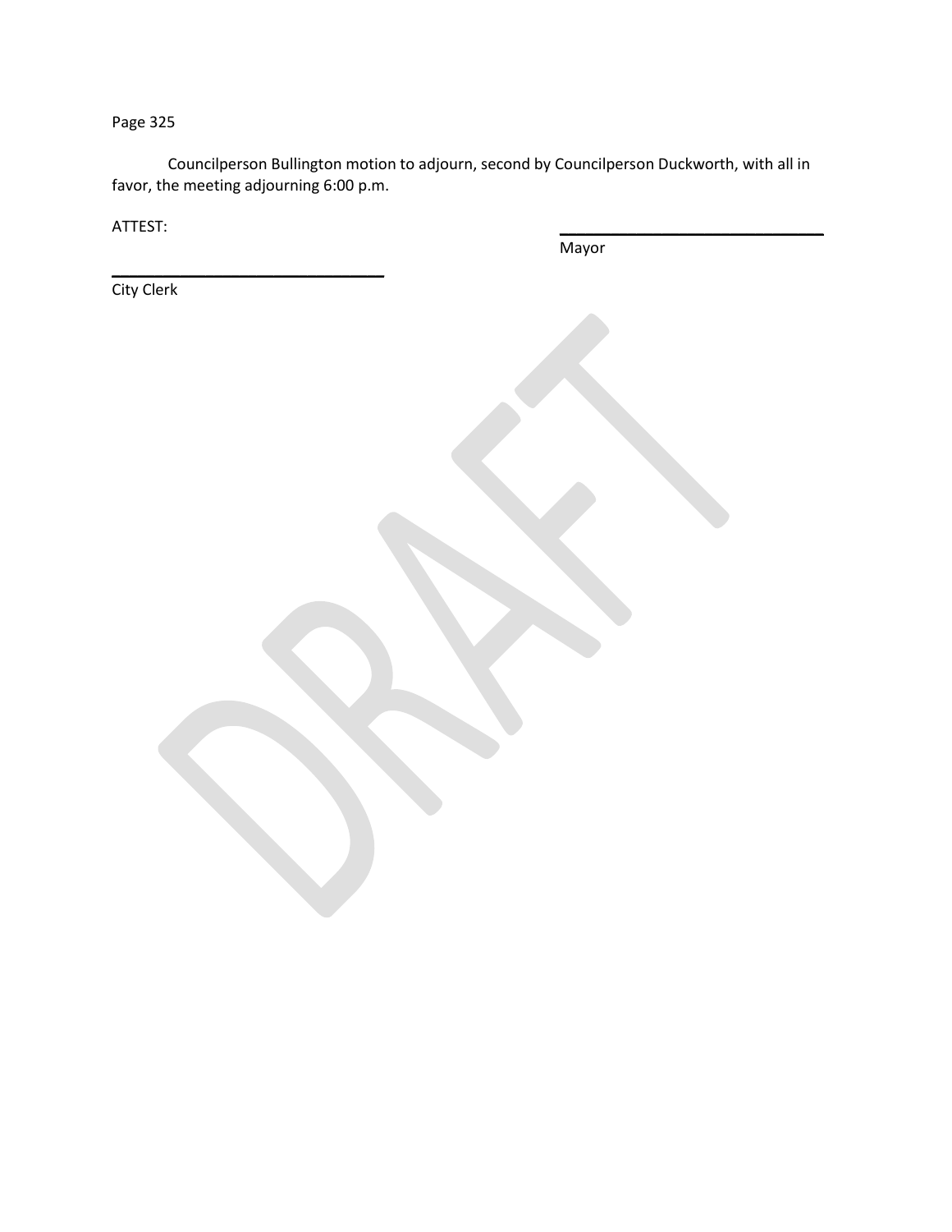Councilperson Bullington motion to adjourn, second by Councilperson Duckworth, with all in favor, the meeting adjourning 6:00 p.m.

ATTEST:

______________________________
Mayor

______________________________
City Clerk